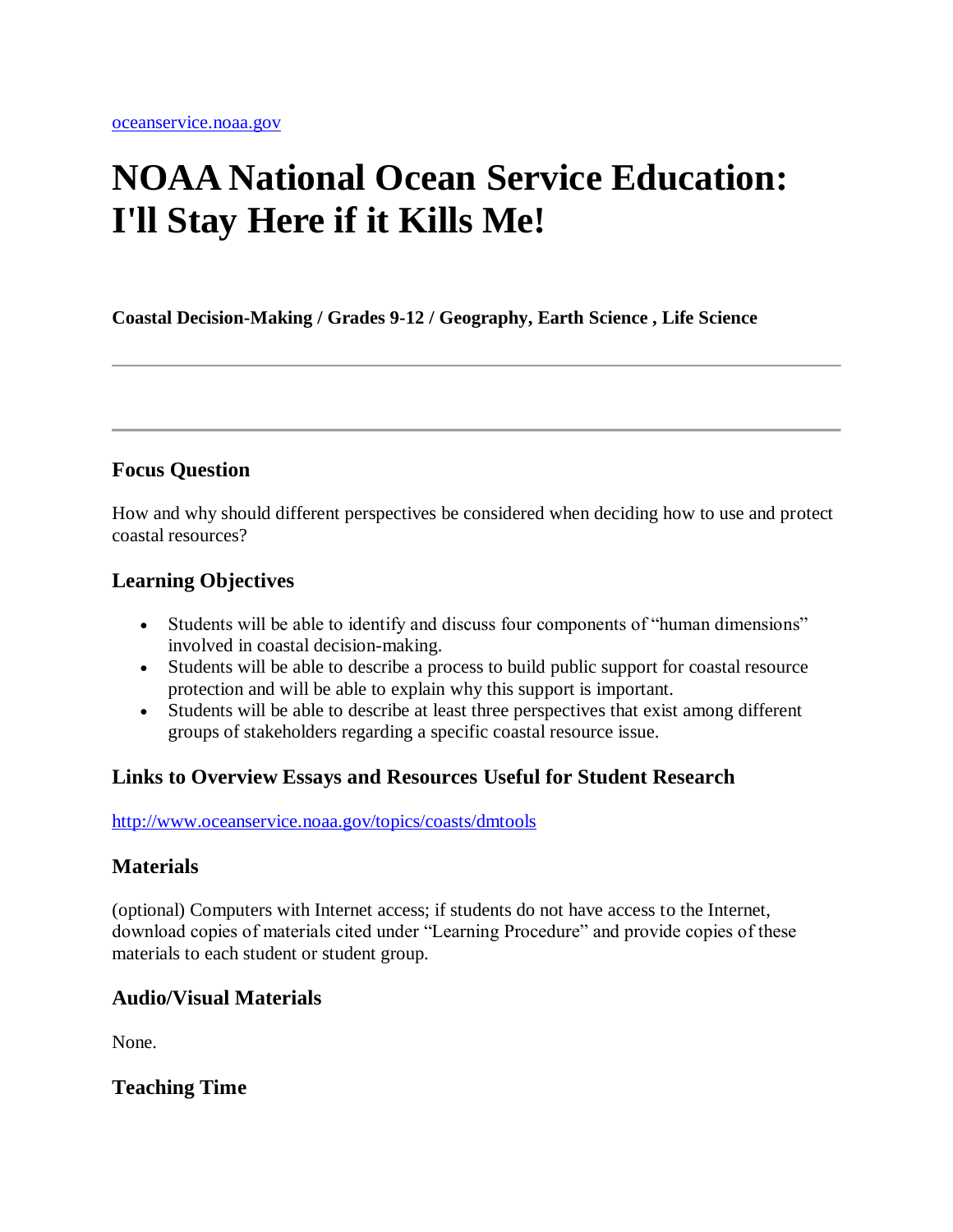oceanservice.noaa.gov

# NOAA National Ocean Service Education: I'll Stay Here if it Kills Me!

**Coastal Decision-Making / Grades 9-12 / Geography, Earth Science , Life Science**

---

---

### Focus Question

How and why should different perspectives be considered when deciding how to use and protect coastal resources?

### Learning Objectives

- Students will be able to identify and discuss four components of "human dimensions" involved in coastal decision-making.
- Students will be able to describe a process to build public support for coastal resource protection and will be able to explain why this support is important.
- Students will be able to describe at least three perspectives that exist among different groups of stakeholders regarding a specific coastal resource issue.

### Links to Overview Essays and Resources Useful for Student Research

http://www.oceanservice.noaa.gov/topics/coasts/dmtools

### Materials

(optional) Computers with Internet access; if students do not have access to the Internet, download copies of materials cited under "Learning Procedure" and provide copies of these materials to each student or student group.

### Audio/Visual Materials

None.

### Teaching Time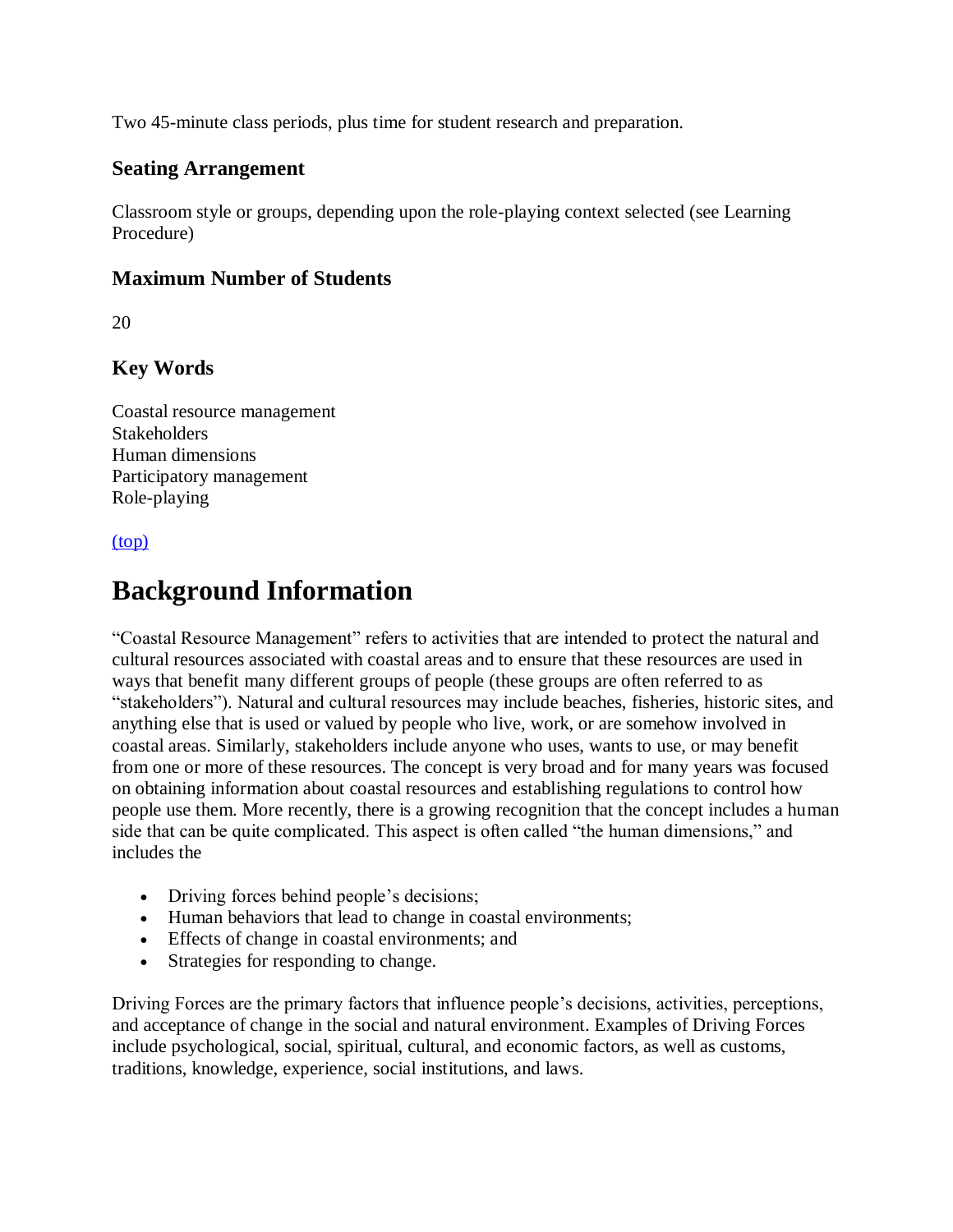Two 45-minute class periods, plus time for student research and preparation.

### Seating Arrangement

Classroom style or groups, depending upon the role-playing context selected (see Learning Procedure)

### Maximum Number of Students

20

### Key Words

Coastal resource management
Stakeholders
Human dimensions
Participatory management
Role-playing

[(top)]

# Background Information

"Coastal Resource Management" refers to activities that are intended to protect the natural and cultural resources associated with coastal areas and to ensure that these resources are used in ways that benefit many different groups of people (these groups are often referred to as "stakeholders"). Natural and cultural resources may include beaches, fisheries, historic sites, and anything else that is used or valued by people who live, work, or are somehow involved in coastal areas. Similarly, stakeholders include anyone who uses, wants to use, or may benefit from one or more of these resources. The concept is very broad and for many years was focused on obtaining information about coastal resources and establishing regulations to control how people use them. More recently, there is a growing recognition that the concept includes a human side that can be quite complicated. This aspect is often called "the human dimensions," and includes the

- Driving forces behind people's decisions;
- Human behaviors that lead to change in coastal environments;
- Effects of change in coastal environments; and
- Strategies for responding to change.

Driving Forces are the primary factors that influence people's decisions, activities, perceptions, and acceptance of change in the social and natural environment. Examples of Driving Forces include psychological, social, spiritual, cultural, and economic factors, as well as customs, traditions, knowledge, experience, social institutions, and laws.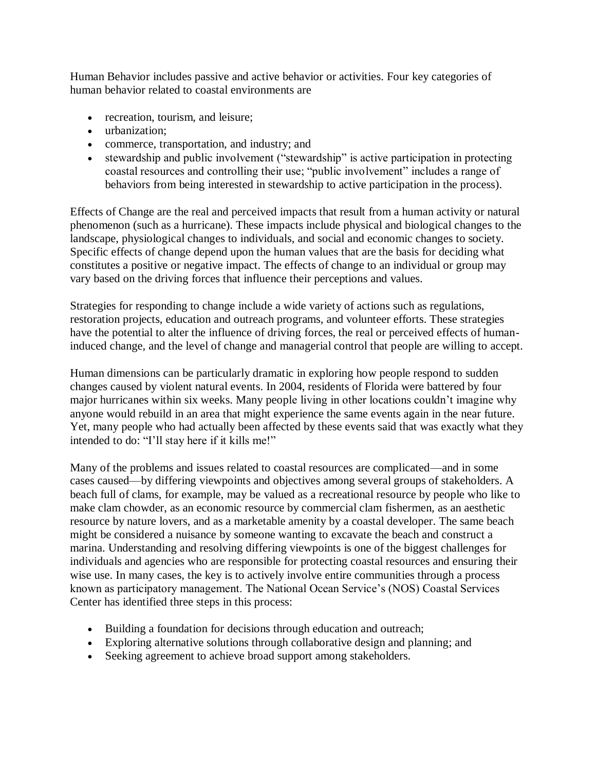Human Behavior includes passive and active behavior or activities. Four key categories of human behavior related to coastal environments are

- recreation, tourism, and leisure;
- urbanization;
- commerce, transportation, and industry; and
- stewardship and public involvement ("stewardship" is active participation in protecting coastal resources and controlling their use; "public involvement" includes a range of behaviors from being interested in stewardship to active participation in the process).

Effects of Change are the real and perceived impacts that result from a human activity or natural phenomenon (such as a hurricane). These impacts include physical and biological changes to the landscape, physiological changes to individuals, and social and economic changes to society. Specific effects of change depend upon the human values that are the basis for deciding what constitutes a positive or negative impact. The effects of change to an individual or group may vary based on the driving forces that influence their perceptions and values.

Strategies for responding to change include a wide variety of actions such as regulations, restoration projects, education and outreach programs, and volunteer efforts. These strategies have the potential to alter the influence of driving forces, the real or perceived effects of human-induced change, and the level of change and managerial control that people are willing to accept.

Human dimensions can be particularly dramatic in exploring how people respond to sudden changes caused by violent natural events. In 2004, residents of Florida were battered by four major hurricanes within six weeks. Many people living in other locations couldn't imagine why anyone would rebuild in an area that might experience the same events again in the near future. Yet, many people who had actually been affected by these events said that was exactly what they intended to do: "I'll stay here if it kills me!"

Many of the problems and issues related to coastal resources are complicated—and in some cases caused—by differing viewpoints and objectives among several groups of stakeholders. A beach full of clams, for example, may be valued as a recreational resource by people who like to make clam chowder, as an economic resource by commercial clam fishermen, as an aesthetic resource by nature lovers, and as a marketable amenity by a coastal developer. The same beach might be considered a nuisance by someone wanting to excavate the beach and construct a marina. Understanding and resolving differing viewpoints is one of the biggest challenges for individuals and agencies who are responsible for protecting coastal resources and ensuring their wise use. In many cases, the key is to actively involve entire communities through a process known as participatory management. The National Ocean Service's (NOS) Coastal Services Center has identified three steps in this process:

- Building a foundation for decisions through education and outreach;
- Exploring alternative solutions through collaborative design and planning; and
- Seeking agreement to achieve broad support among stakeholders.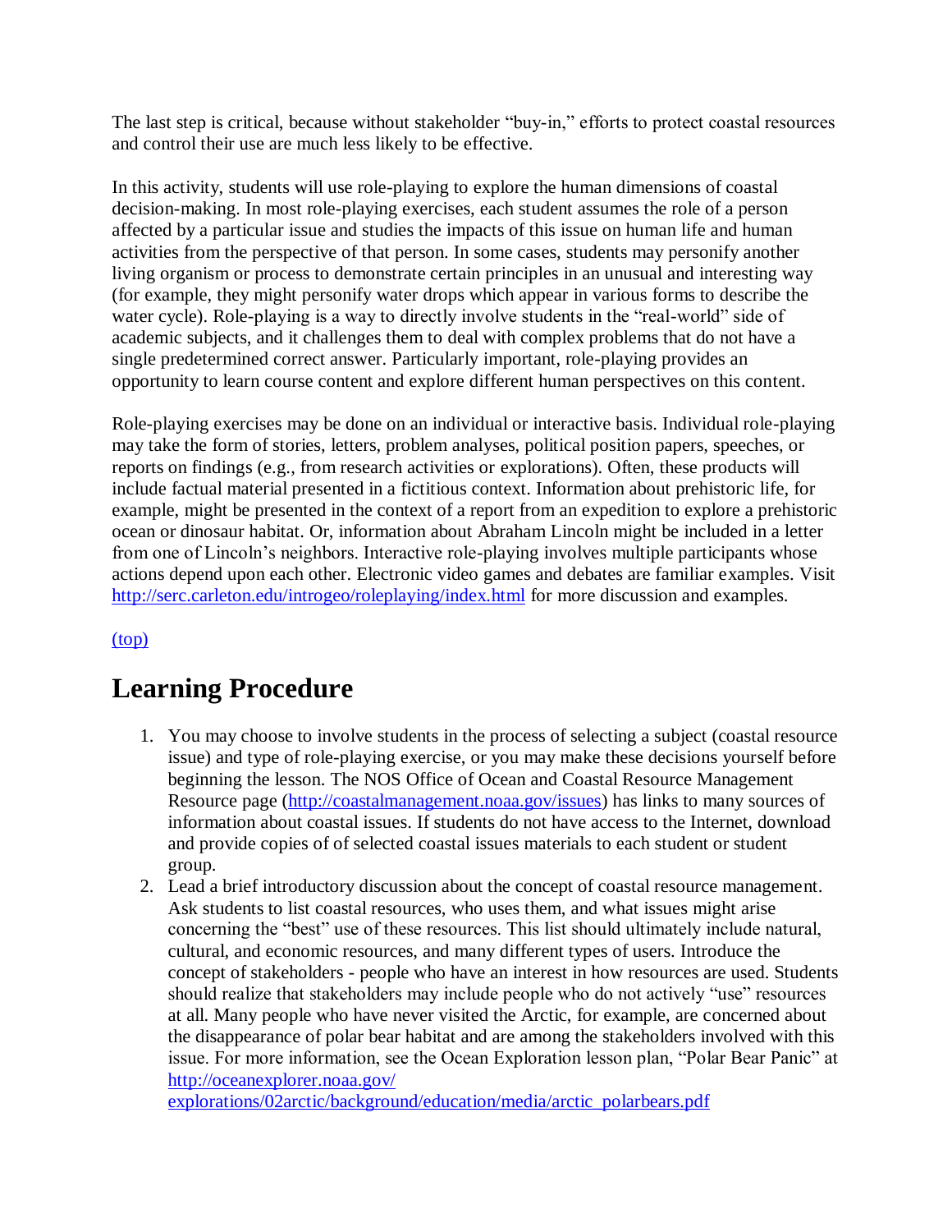The last step is critical, because without stakeholder "buy-in," efforts to protect coastal resources and control their use are much less likely to be effective.

In this activity, students will use role-playing to explore the human dimensions of coastal decision-making. In most role-playing exercises, each student assumes the role of a person affected by a particular issue and studies the impacts of this issue on human life and human activities from the perspective of that person. In some cases, students may personify another living organism or process to demonstrate certain principles in an unusual and interesting way (for example, they might personify water drops which appear in various forms to describe the water cycle). Role-playing is a way to directly involve students in the "real-world" side of academic subjects, and it challenges them to deal with complex problems that do not have a single predetermined correct answer. Particularly important, role-playing provides an opportunity to learn course content and explore different human perspectives on this content.

Role-playing exercises may be done on an individual or interactive basis. Individual role-playing may take the form of stories, letters, problem analyses, political position papers, speeches, or reports on findings (e.g., from research activities or explorations). Often, these products will include factual material presented in a fictitious context. Information about prehistoric life, for example, might be presented in the context of a report from an expedition to explore a prehistoric ocean or dinosaur habitat. Or, information about Abraham Lincoln might be included in a letter from one of Lincoln's neighbors. Interactive role-playing involves multiple participants whose actions depend upon each other. Electronic video games and debates are familiar examples. Visit http://serc.carleton.edu/introgeo/roleplaying/index.html for more discussion and examples.

(top)

# Learning Procedure

1. You may choose to involve students in the process of selecting a subject (coastal resource issue) and type of role-playing exercise, or you may make these decisions yourself before beginning the lesson. The NOS Office of Ocean and Coastal Resource Management Resource page (http://coastalmanagement.noaa.gov/issues) has links to many sources of information about coastal issues. If students do not have access to the Internet, download and provide copies of of selected coastal issues materials to each student or student group.
2. Lead a brief introductory discussion about the concept of coastal resource management. Ask students to list coastal resources, who uses them, and what issues might arise concerning the "best" use of these resources. This list should ultimately include natural, cultural, and economic resources, and many different types of users. Introduce the concept of stakeholders - people who have an interest in how resources are used. Students should realize that stakeholders may include people who do not actively "use" resources at all. Many people who have never visited the Arctic, for example, are concerned about the disappearance of polar bear habitat and are among the stakeholders involved with this issue. For more information, see the Ocean Exploration lesson plan, "Polar Bear Panic" at http://oceanexplorer.noaa.gov/explorations/02arctic/background/education/media/arctic_polarbears.pdf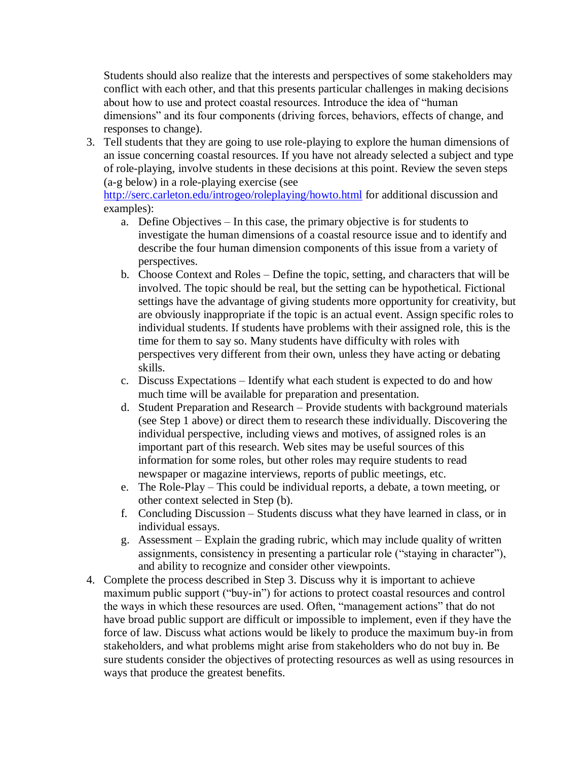Students should also realize that the interests and perspectives of some stakeholders may conflict with each other, and that this presents particular challenges in making decisions about how to use and protect coastal resources. Introduce the idea of "human dimensions" and its four components (driving forces, behaviors, effects of change, and responses to change).

3. Tell students that they are going to use role-playing to explore the human dimensions of an issue concerning coastal resources. If you have not already selected a subject and type of role-playing, involve students in these decisions at this point. Review the seven steps (a-g below) in a role-playing exercise (see http://serc.carleton.edu/introgeo/roleplaying/howto.html for additional discussion and examples):
   a. Define Objectives – In this case, the primary objective is for students to investigate the human dimensions of a coastal resource issue and to identify and describe the four human dimension components of this issue from a variety of perspectives.
   b. Choose Context and Roles – Define the topic, setting, and characters that will be involved. The topic should be real, but the setting can be hypothetical. Fictional settings have the advantage of giving students more opportunity for creativity, but are obviously inappropriate if the topic is an actual event. Assign specific roles to individual students. If students have problems with their assigned role, this is the time for them to say so. Many students have difficulty with roles with perspectives very different from their own, unless they have acting or debating skills.
   c. Discuss Expectations – Identify what each student is expected to do and how much time will be available for preparation and presentation.
   d. Student Preparation and Research – Provide students with background materials (see Step 1 above) or direct them to research these individually. Discovering the individual perspective, including views and motives, of assigned roles is an important part of this research. Web sites may be useful sources of this information for some roles, but other roles may require students to read newspaper or magazine interviews, reports of public meetings, etc.
   e. The Role-Play – This could be individual reports, a debate, a town meeting, or other context selected in Step (b).
   f. Concluding Discussion – Students discuss what they have learned in class, or in individual essays.
   g. Assessment – Explain the grading rubric, which may include quality of written assignments, consistency in presenting a particular role ("staying in character"), and ability to recognize and consider other viewpoints.
4. Complete the process described in Step 3. Discuss why it is important to achieve maximum public support ("buy-in") for actions to protect coastal resources and control the ways in which these resources are used. Often, "management actions" that do not have broad public support are difficult or impossible to implement, even if they have the force of law. Discuss what actions would be likely to produce the maximum buy-in from stakeholders, and what problems might arise from stakeholders who do not buy in. Be sure students consider the objectives of protecting resources as well as using resources in ways that produce the greatest benefits.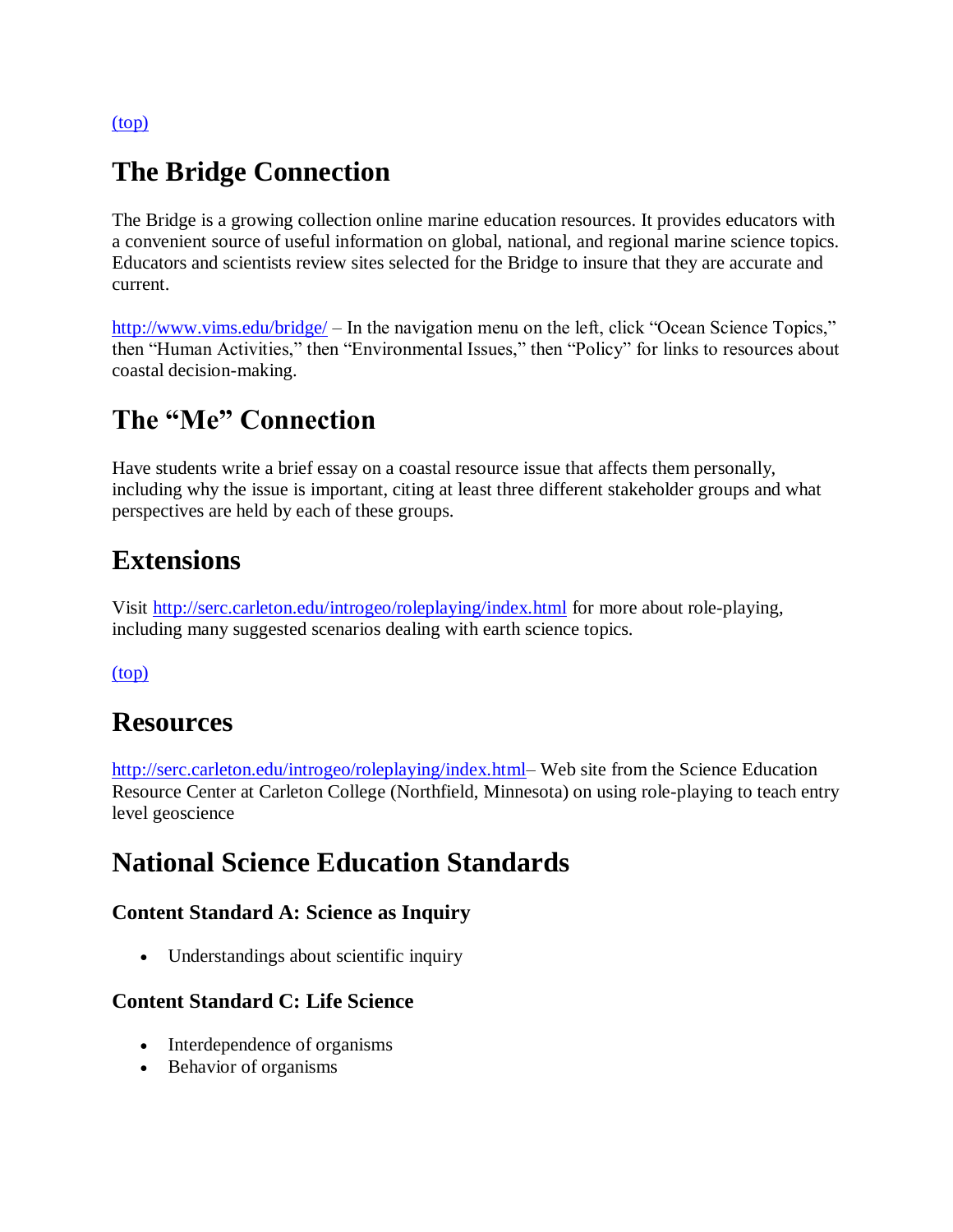(top)

## The Bridge Connection

The Bridge is a growing collection online marine education resources. It provides educators with a convenient source of useful information on global, national, and regional marine science topics. Educators and scientists review sites selected for the Bridge to insure that they are accurate and current.

http://www.vims.edu/bridge/ – In the navigation menu on the left, click "Ocean Science Topics," then "Human Activities," then "Environmental Issues," then "Policy" for links to resources about coastal decision-making.

## The "Me" Connection

Have students write a brief essay on a coastal resource issue that affects them personally, including why the issue is important, citing at least three different stakeholder groups and what perspectives are held by each of these groups.

## Extensions

Visit http://serc.carleton.edu/introgeo/roleplaying/index.html for more about role-playing, including many suggested scenarios dealing with earth science topics.

(top)

## Resources

http://serc.carleton.edu/introgeo/roleplaying/index.html– Web site from the Science Education Resource Center at Carleton College (Northfield, Minnesota) on using role-playing to teach entry level geoscience

## National Science Education Standards

### Content Standard A: Science as Inquiry

- Understandings about scientific inquiry

### Content Standard C: Life Science

- Interdependence of organisms
- Behavior of organisms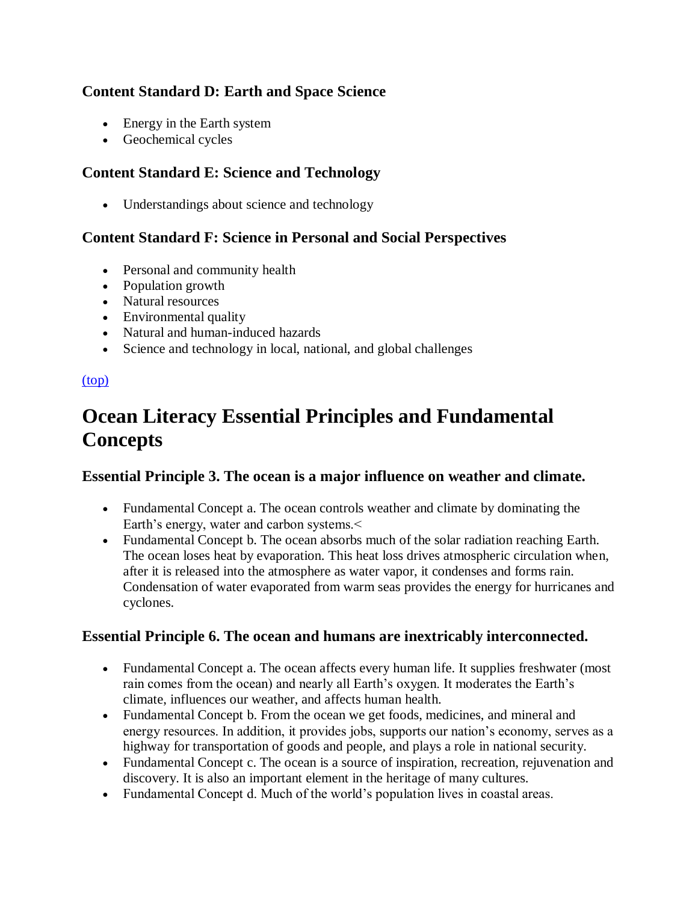### Content Standard D: Earth and Space Science

- Energy in the Earth system
- Geochemical cycles

### Content Standard E: Science and Technology

- Understandings about science and technology

### Content Standard F: Science in Personal and Social Perspectives

- Personal and community health
- Population growth
- Natural resources
- Environmental quality
- Natural and human-induced hazards
- Science and technology in local, national, and global challenges

(top)

# Ocean Literacy Essential Principles and Fundamental Concepts

### Essential Principle 3. The ocean is a major influence on weather and climate.

- Fundamental Concept a. The ocean controls weather and climate by dominating the Earth's energy, water and carbon systems.<
- Fundamental Concept b. The ocean absorbs much of the solar radiation reaching Earth. The ocean loses heat by evaporation. This heat loss drives atmospheric circulation when, after it is released into the atmosphere as water vapor, it condenses and forms rain. Condensation of water evaporated from warm seas provides the energy for hurricanes and cyclones.

### Essential Principle 6. The ocean and humans are inextricably interconnected.

- Fundamental Concept a. The ocean affects every human life. It supplies freshwater (most rain comes from the ocean) and nearly all Earth's oxygen. It moderates the Earth's climate, influences our weather, and affects human health.
- Fundamental Concept b. From the ocean we get foods, medicines, and mineral and energy resources. In addition, it provides jobs, supports our nation's economy, serves as a highway for transportation of goods and people, and plays a role in national security.
- Fundamental Concept c. The ocean is a source of inspiration, recreation, rejuvenation and discovery. It is also an important element in the heritage of many cultures.
- Fundamental Concept d. Much of the world's population lives in coastal areas.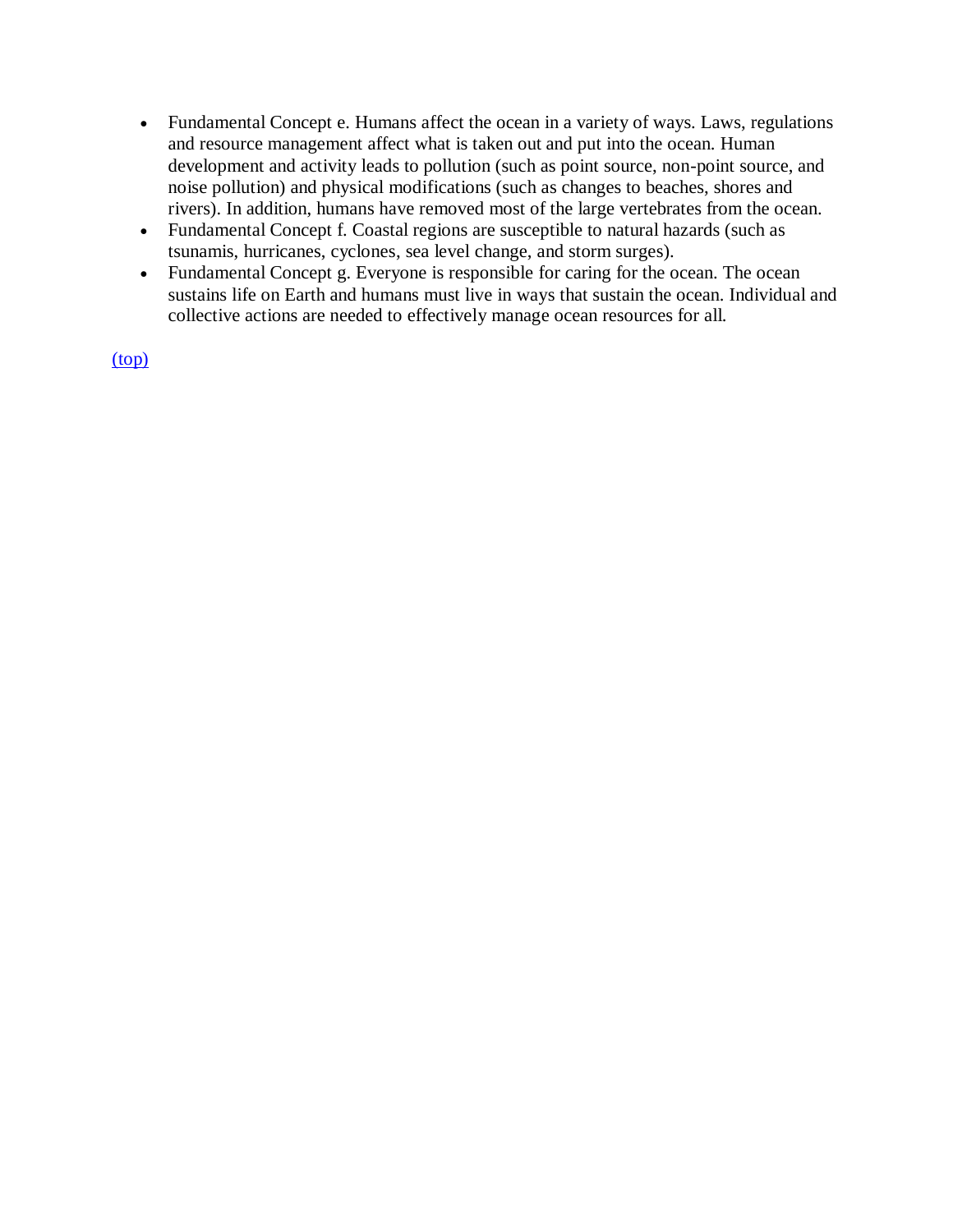- Fundamental Concept e. Humans affect the ocean in a variety of ways. Laws, regulations and resource management affect what is taken out and put into the ocean. Human development and activity leads to pollution (such as point source, non-point source, and noise pollution) and physical modifications (such as changes to beaches, shores and rivers). In addition, humans have removed most of the large vertebrates from the ocean.
- Fundamental Concept f. Coastal regions are susceptible to natural hazards (such as tsunamis, hurricanes, cyclones, sea level change, and storm surges).
- Fundamental Concept g. Everyone is responsible for caring for the ocean. The ocean sustains life on Earth and humans must live in ways that sustain the ocean. Individual and collective actions are needed to effectively manage ocean resources for all.

(top)